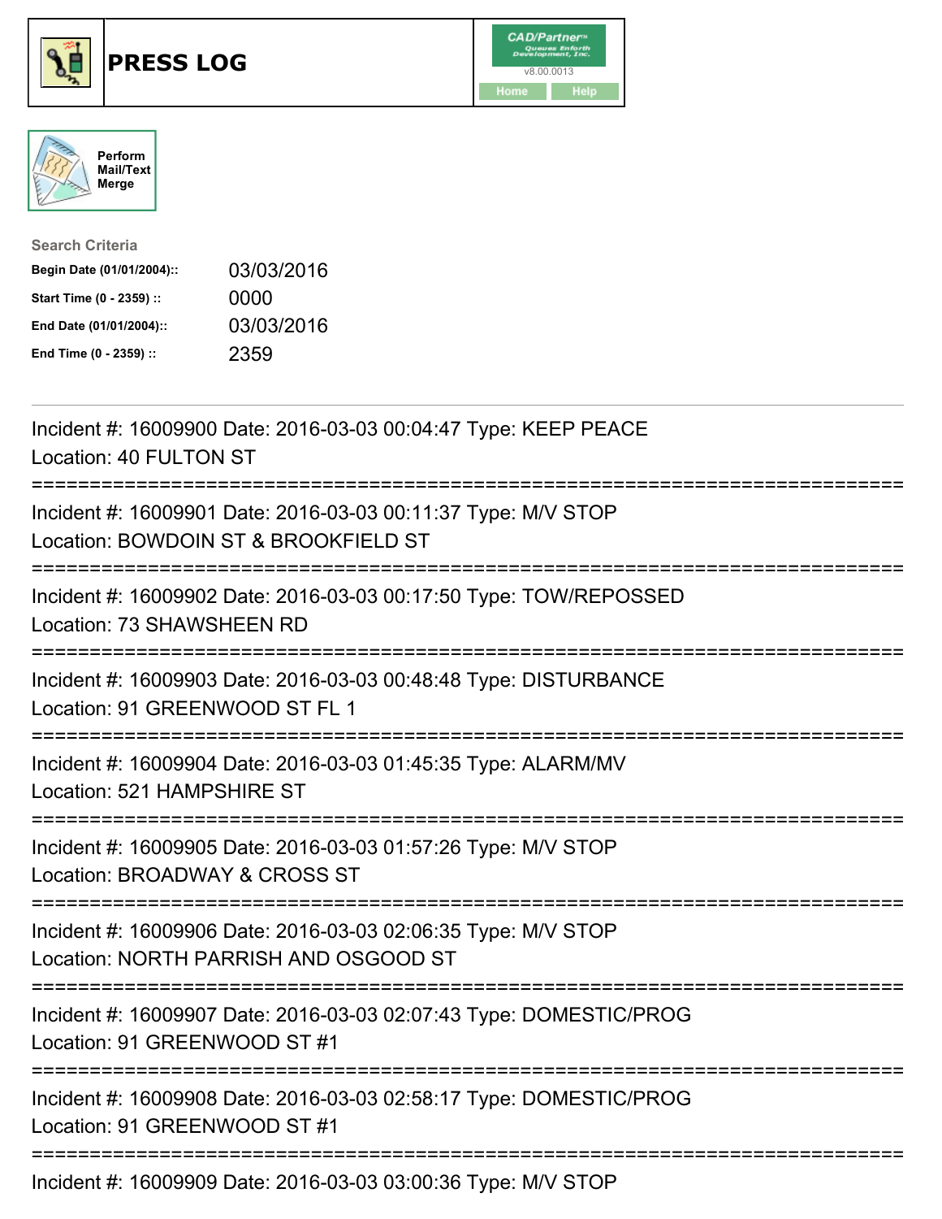# PRESS LOG

CAD/Partner v8.00.0013

Home Help

Perform Mail/Text Merge

**Search Criteria**

| | |
|---|---|
| **Begin Date (01/01/2004)::** | 03/03/2016 |
| **Start Time (0 - 2359) ::** | 0000 |
| **End Date (01/01/2004)::** | 03/03/2016 |
| **End Time (0 - 2359) ::** | 2359 |

---

Incident #: 16009900 Date: 2016-03-03 00:04:47 Type: KEEP PEACE
Location: 40 FULTON ST

===========================================================================

Incident #: 16009901 Date: 2016-03-03 00:11:37 Type: M/V STOP
Location: BOWDOIN ST & BROOKFIELD ST

===========================================================================

Incident #: 16009902 Date: 2016-03-03 00:17:50 Type: TOW/REPOSSED
Location: 73 SHAWSHEEN RD

===========================================================================

Incident #: 16009903 Date: 2016-03-03 00:48:48 Type: DISTURBANCE
Location: 91 GREENWOOD ST FL 1

===========================================================================

Incident #: 16009904 Date: 2016-03-03 01:45:35 Type: ALARM/MV
Location: 521 HAMPSHIRE ST

===========================================================================

Incident #: 16009905 Date: 2016-03-03 01:57:26 Type: M/V STOP
Location: BROADWAY & CROSS ST

===========================================================================

Incident #: 16009906 Date: 2016-03-03 02:06:35 Type: M/V STOP
Location: NORTH PARRISH AND OSGOOD ST

===========================================================================

Incident #: 16009907 Date: 2016-03-03 02:07:43 Type: DOMESTIC/PROG
Location: 91 GREENWOOD ST #1

===========================================================================

Incident #: 16009908 Date: 2016-03-03 02:58:17 Type: DOMESTIC/PROG
Location: 91 GREENWOOD ST #1

===========================================================================

Incident #: 16009909 Date: 2016-03-03 03:00:36 Type: M/V STOP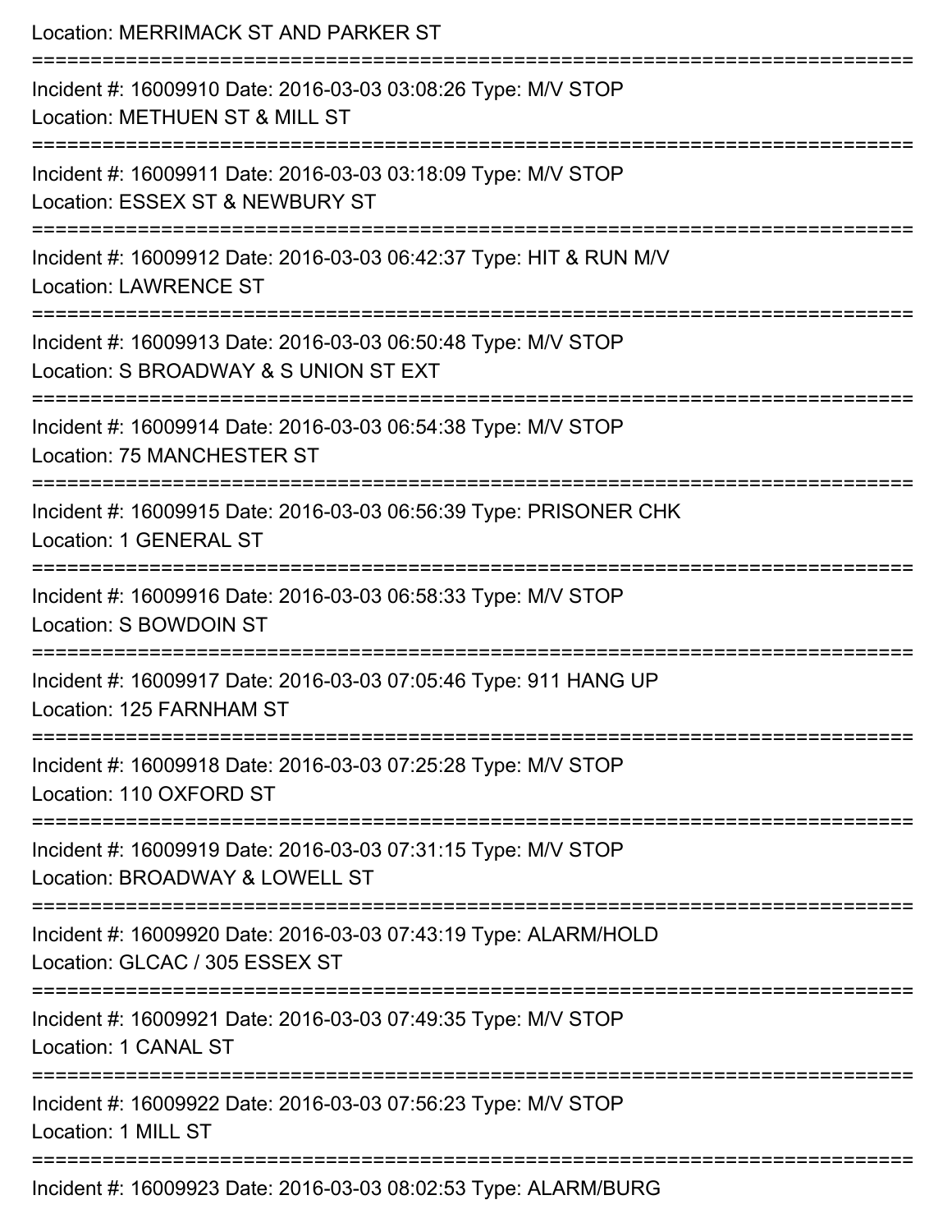Location: MERRIMACK ST AND PARKER ST

===========================================================================

Incident #: 16009910 Date: 2016-03-03 03:08:26 Type: M/V STOP
Location: METHUEN ST & MILL ST

===========================================================================

Incident #: 16009911 Date: 2016-03-03 03:18:09 Type: M/V STOP
Location: ESSEX ST & NEWBURY ST

===========================================================================

Incident #: 16009912 Date: 2016-03-03 06:42:37 Type: HIT & RUN M/V
Location: LAWRENCE ST

===========================================================================

Incident #: 16009913 Date: 2016-03-03 06:50:48 Type: M/V STOP
Location: S BROADWAY & S UNION ST EXT

===========================================================================

Incident #: 16009914 Date: 2016-03-03 06:54:38 Type: M/V STOP
Location: 75 MANCHESTER ST

===========================================================================

Incident #: 16009915 Date: 2016-03-03 06:56:39 Type: PRISONER CHK
Location: 1 GENERAL ST

===========================================================================

Incident #: 16009916 Date: 2016-03-03 06:58:33 Type: M/V STOP
Location: S BOWDOIN ST

===========================================================================

Incident #: 16009917 Date: 2016-03-03 07:05:46 Type: 911 HANG UP
Location: 125 FARNHAM ST

===========================================================================

Incident #: 16009918 Date: 2016-03-03 07:25:28 Type: M/V STOP
Location: 110 OXFORD ST

===========================================================================

Incident #: 16009919 Date: 2016-03-03 07:31:15 Type: M/V STOP
Location: BROADWAY & LOWELL ST

===========================================================================

Incident #: 16009920 Date: 2016-03-03 07:43:19 Type: ALARM/HOLD
Location: GLCAC / 305 ESSEX ST

===========================================================================

Incident #: 16009921 Date: 2016-03-03 07:49:35 Type: M/V STOP
Location: 1 CANAL ST

===========================================================================

Incident #: 16009922 Date: 2016-03-03 07:56:23 Type: M/V STOP
Location: 1 MILL ST

===========================================================================

Incident #: 16009923 Date: 2016-03-03 08:02:53 Type: ALARM/BURG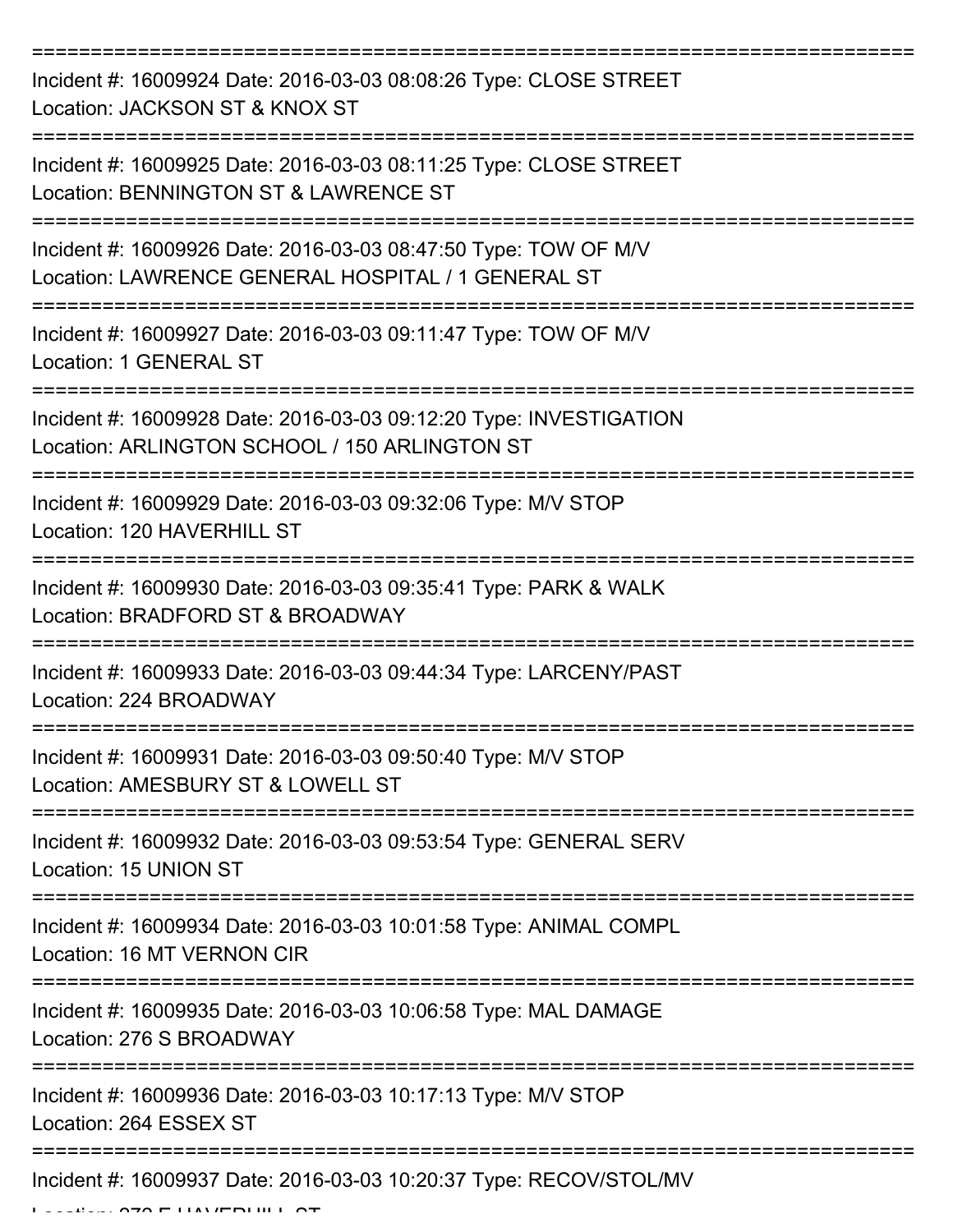===========================================================================
Incident #: 16009924 Date: 2016-03-03 08:08:26 Type: CLOSE STREET
Location: JACKSON ST & KNOX ST
===========================================================================
Incident #: 16009925 Date: 2016-03-03 08:11:25 Type: CLOSE STREET
Location: BENNINGTON ST & LAWRENCE ST
===========================================================================
Incident #: 16009926 Date: 2016-03-03 08:47:50 Type: TOW OF M/V
Location: LAWRENCE GENERAL HOSPITAL / 1 GENERAL ST
===========================================================================
Incident #: 16009927 Date: 2016-03-03 09:11:47 Type: TOW OF M/V
Location: 1 GENERAL ST
===========================================================================
Incident #: 16009928 Date: 2016-03-03 09:12:20 Type: INVESTIGATION
Location: ARLINGTON SCHOOL / 150 ARLINGTON ST
===========================================================================
Incident #: 16009929 Date: 2016-03-03 09:32:06 Type: M/V STOP
Location: 120 HAVERHILL ST
===========================================================================
Incident #: 16009930 Date: 2016-03-03 09:35:41 Type: PARK & WALK
Location: BRADFORD ST & BROADWAY
===========================================================================
Incident #: 16009933 Date: 2016-03-03 09:44:34 Type: LARCENY/PAST
Location: 224 BROADWAY
===========================================================================
Incident #: 16009931 Date: 2016-03-03 09:50:40 Type: M/V STOP
Location: AMESBURY ST & LOWELL ST
===========================================================================
Incident #: 16009932 Date: 2016-03-03 09:53:54 Type: GENERAL SERV
Location: 15 UNION ST
===========================================================================
Incident #: 16009934 Date: 2016-03-03 10:01:58 Type: ANIMAL COMPL
Location: 16 MT VERNON CIR
===========================================================================
Incident #: 16009935 Date: 2016-03-03 10:06:58 Type: MAL DAMAGE
Location: 276 S BROADWAY
===========================================================================
Incident #: 16009936 Date: 2016-03-03 10:17:13 Type: M/V STOP
Location: 264 ESSEX ST
===========================================================================
Incident #: 16009937 Date: 2016-03-03 10:20:37 Type: RECOV/STOL/MV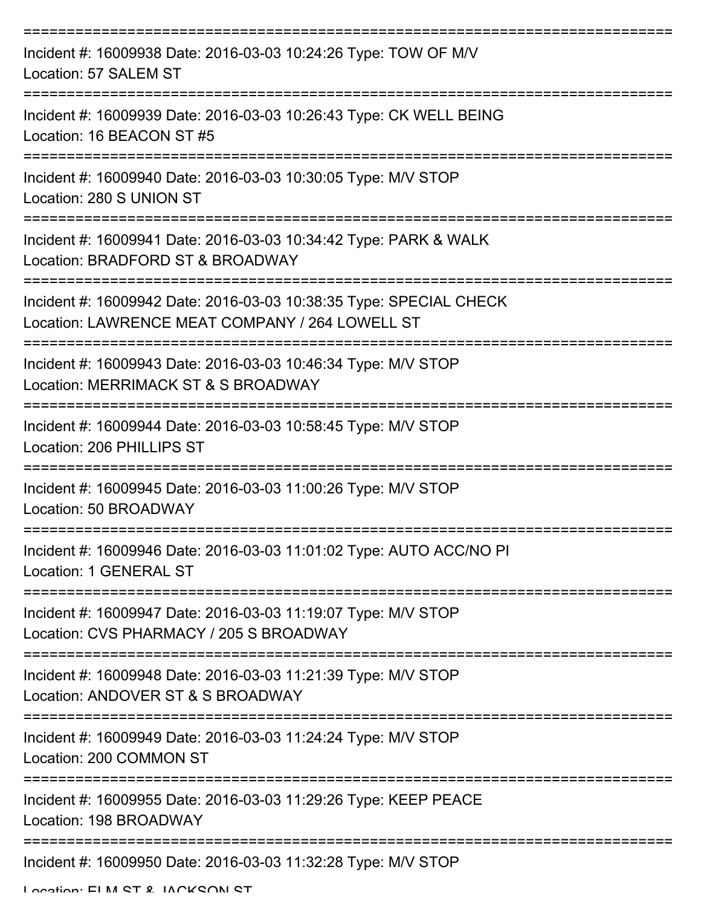===========================================================================

Incident #: 16009938 Date: 2016-03-03 10:24:26 Type: TOW OF M/V
Location: 57 SALEM ST

===========================================================================

Incident #: 16009939 Date: 2016-03-03 10:26:43 Type: CK WELL BEING
Location: 16 BEACON ST #5

===========================================================================

Incident #: 16009940 Date: 2016-03-03 10:30:05 Type: M/V STOP
Location: 280 S UNION ST

===========================================================================

Incident #: 16009941 Date: 2016-03-03 10:34:42 Type: PARK & WALK
Location: BRADFORD ST & BROADWAY

===========================================================================

Incident #: 16009942 Date: 2016-03-03 10:38:35 Type: SPECIAL CHECK
Location: LAWRENCE MEAT COMPANY / 264 LOWELL ST

===========================================================================

Incident #: 16009943 Date: 2016-03-03 10:46:34 Type: M/V STOP
Location: MERRIMACK ST & S BROADWAY

===========================================================================

Incident #: 16009944 Date: 2016-03-03 10:58:45 Type: M/V STOP
Location: 206 PHILLIPS ST

===========================================================================

Incident #: 16009945 Date: 2016-03-03 11:00:26 Type: M/V STOP
Location: 50 BROADWAY

===========================================================================

Incident #: 16009946 Date: 2016-03-03 11:01:02 Type: AUTO ACC/NO PI
Location: 1 GENERAL ST

===========================================================================

Incident #: 16009947 Date: 2016-03-03 11:19:07 Type: M/V STOP
Location: CVS PHARMACY / 205 S BROADWAY

===========================================================================

Incident #: 16009948 Date: 2016-03-03 11:21:39 Type: M/V STOP
Location: ANDOVER ST & S BROADWAY

===========================================================================

Incident #: 16009949 Date: 2016-03-03 11:24:24 Type: M/V STOP
Location: 200 COMMON ST

===========================================================================

Incident #: 16009955 Date: 2016-03-03 11:29:26 Type: KEEP PEACE
Location: 198 BROADWAY

===========================================================================

Incident #: 16009950 Date: 2016-03-03 11:32:28 Type: M/V STOP
Location: ELM ST & JACKSON ST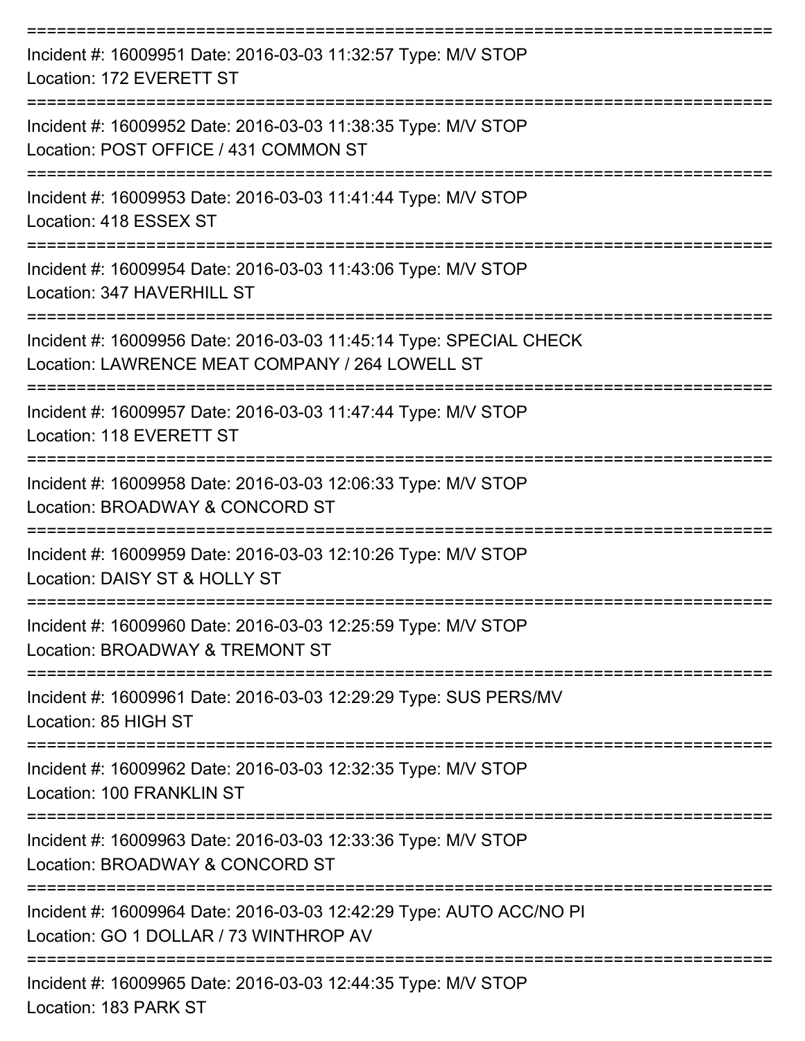===========================================================================

Incident #: 16009951 Date: 2016-03-03 11:32:57 Type: M/V STOP

Location: 172 EVERETT ST

===========================================================================

Incident #: 16009952 Date: 2016-03-03 11:38:35 Type: M/V STOP

Location: POST OFFICE / 431 COMMON ST

===========================================================================

Incident #: 16009953 Date: 2016-03-03 11:41:44 Type: M/V STOP

Location: 418 ESSEX ST

===========================================================================

Incident #: 16009954 Date: 2016-03-03 11:43:06 Type: M/V STOP

Location: 347 HAVERHILL ST

===========================================================================

Incident #: 16009956 Date: 2016-03-03 11:45:14 Type: SPECIAL CHECK

Location: LAWRENCE MEAT COMPANY / 264 LOWELL ST

===========================================================================

Incident #: 16009957 Date: 2016-03-03 11:47:44 Type: M/V STOP

Location: 118 EVERETT ST

===========================================================================

Incident #: 16009958 Date: 2016-03-03 12:06:33 Type: M/V STOP

Location: BROADWAY & CONCORD ST

===========================================================================

Incident #: 16009959 Date: 2016-03-03 12:10:26 Type: M/V STOP

Location: DAISY ST & HOLLY ST

===========================================================================

Incident #: 16009960 Date: 2016-03-03 12:25:59 Type: M/V STOP

Location: BROADWAY & TREMONT ST

===========================================================================

Incident #: 16009961 Date: 2016-03-03 12:29:29 Type: SUS PERS/MV

Location: 85 HIGH ST

===========================================================================

Incident #: 16009962 Date: 2016-03-03 12:32:35 Type: M/V STOP

Location: 100 FRANKLIN ST

===========================================================================

Incident #: 16009963 Date: 2016-03-03 12:33:36 Type: M/V STOP

Location: BROADWAY & CONCORD ST

===========================================================================

Incident #: 16009964 Date: 2016-03-03 12:42:29 Type: AUTO ACC/NO PI

Location: GO 1 DOLLAR / 73 WINTHROP AV

===========================================================================

Incident #: 16009965 Date: 2016-03-03 12:44:35 Type: M/V STOP

Location: 183 PARK ST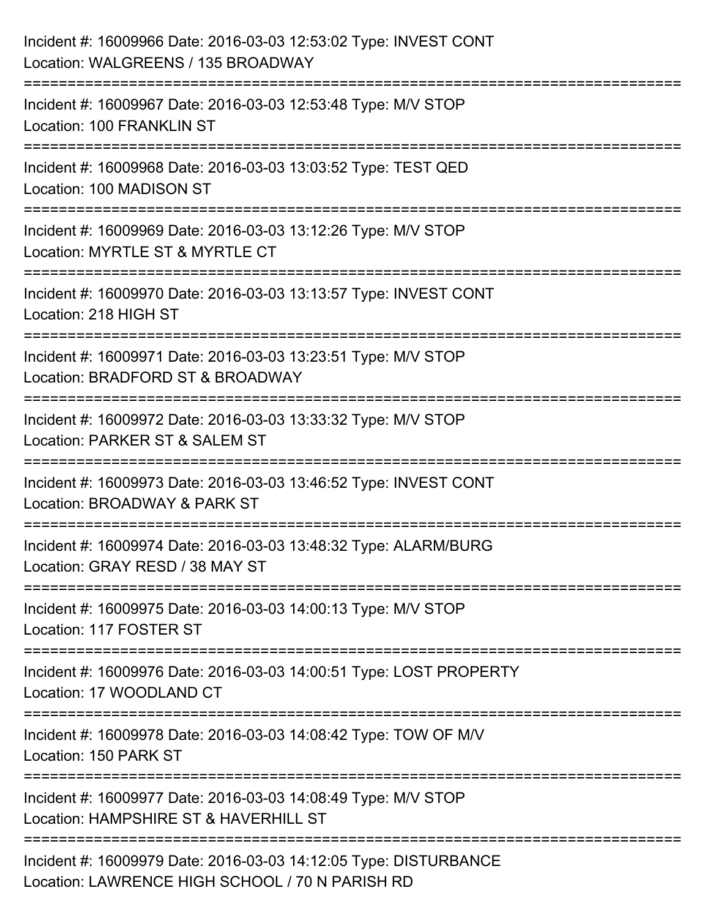Incident #: 16009966 Date: 2016-03-03 12:53:02 Type: INVEST CONT
Location: WALGREENS / 135 BROADWAY

===========================================================================

Incident #: 16009967 Date: 2016-03-03 12:53:48 Type: M/V STOP
Location: 100 FRANKLIN ST

===========================================================================

Incident #: 16009968 Date: 2016-03-03 13:03:52 Type: TEST QED
Location: 100 MADISON ST

===========================================================================

Incident #: 16009969 Date: 2016-03-03 13:12:26 Type: M/V STOP
Location: MYRTLE ST & MYRTLE CT

===========================================================================

Incident #: 16009970 Date: 2016-03-03 13:13:57 Type: INVEST CONT
Location: 218 HIGH ST

===========================================================================

Incident #: 16009971 Date: 2016-03-03 13:23:51 Type: M/V STOP
Location: BRADFORD ST & BROADWAY

===========================================================================

Incident #: 16009972 Date: 2016-03-03 13:33:32 Type: M/V STOP
Location: PARKER ST & SALEM ST

===========================================================================

Incident #: 16009973 Date: 2016-03-03 13:46:52 Type: INVEST CONT
Location: BROADWAY & PARK ST

===========================================================================

Incident #: 16009974 Date: 2016-03-03 13:48:32 Type: ALARM/BURG
Location: GRAY RESD / 38 MAY ST

===========================================================================

Incident #: 16009975 Date: 2016-03-03 14:00:13 Type: M/V STOP
Location: 117 FOSTER ST

===========================================================================

Incident #: 16009976 Date: 2016-03-03 14:00:51 Type: LOST PROPERTY
Location: 17 WOODLAND CT

===========================================================================

Incident #: 16009978 Date: 2016-03-03 14:08:42 Type: TOW OF M/V
Location: 150 PARK ST

===========================================================================

Incident #: 16009977 Date: 2016-03-03 14:08:49 Type: M/V STOP
Location: HAMPSHIRE ST & HAVERHILL ST

===========================================================================

Incident #: 16009979 Date: 2016-03-03 14:12:05 Type: DISTURBANCE
Location: LAWRENCE HIGH SCHOOL / 70 N PARISH RD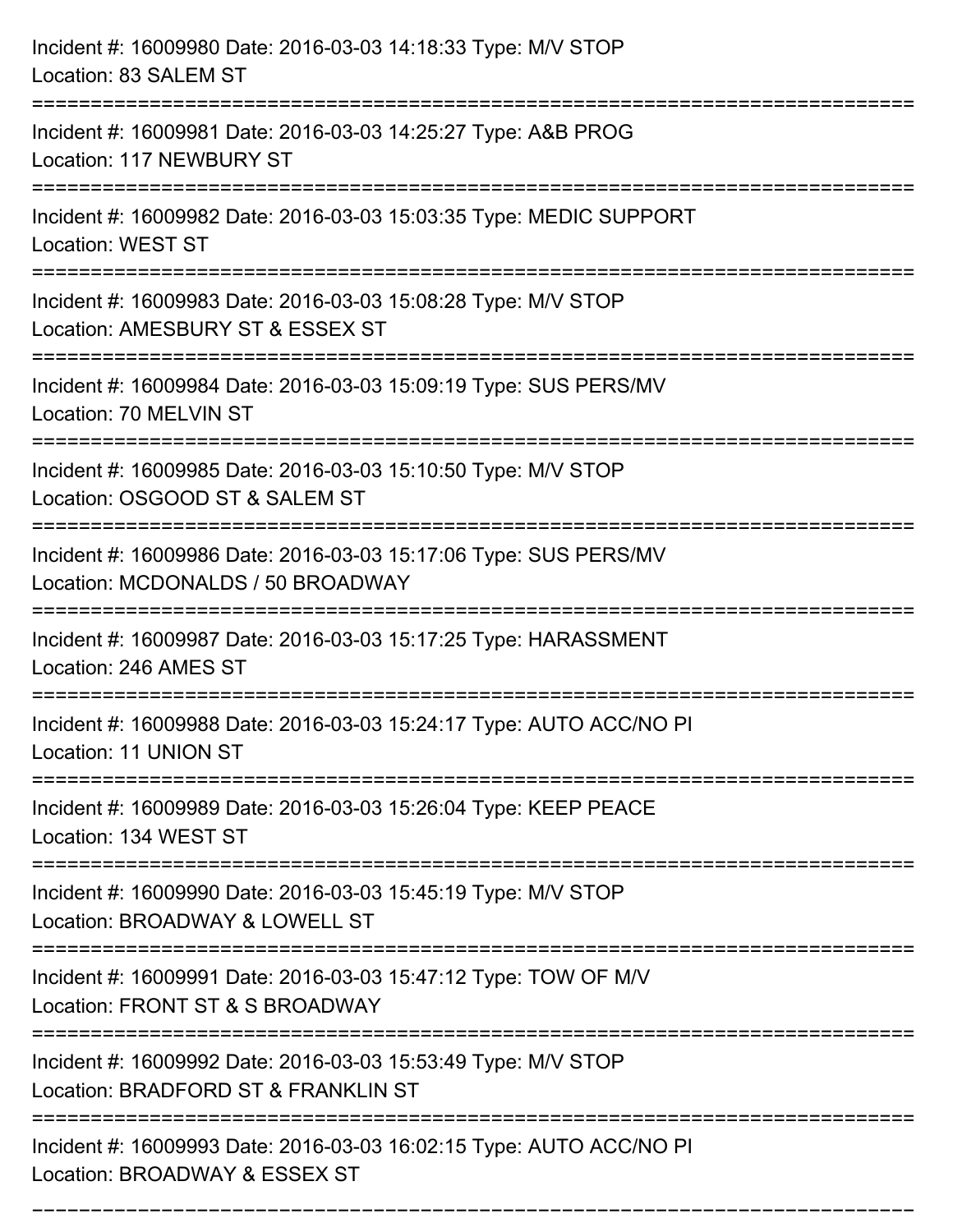Incident #: 16009980 Date: 2016-03-03 14:18:33 Type: M/V STOP
Location: 83 SALEM ST

===========================================================================

Incident #: 16009981 Date: 2016-03-03 14:25:27 Type: A&B PROG
Location: 117 NEWBURY ST

===========================================================================

Incident #: 16009982 Date: 2016-03-03 15:03:35 Type: MEDIC SUPPORT
Location: WEST ST

===========================================================================

Incident #: 16009983 Date: 2016-03-03 15:08:28 Type: M/V STOP
Location: AMESBURY ST & ESSEX ST

===========================================================================

Incident #: 16009984 Date: 2016-03-03 15:09:19 Type: SUS PERS/MV
Location: 70 MELVIN ST

===========================================================================

Incident #: 16009985 Date: 2016-03-03 15:10:50 Type: M/V STOP
Location: OSGOOD ST & SALEM ST

===========================================================================

Incident #: 16009986 Date: 2016-03-03 15:17:06 Type: SUS PERS/MV
Location: MCDONALDS / 50 BROADWAY

===========================================================================

Incident #: 16009987 Date: 2016-03-03 15:17:25 Type: HARASSMENT
Location: 246 AMES ST

===========================================================================

Incident #: 16009988 Date: 2016-03-03 15:24:17 Type: AUTO ACC/NO PI
Location: 11 UNION ST

===========================================================================

Incident #: 16009989 Date: 2016-03-03 15:26:04 Type: KEEP PEACE
Location: 134 WEST ST

===========================================================================

Incident #: 16009990 Date: 2016-03-03 15:45:19 Type: M/V STOP
Location: BROADWAY & LOWELL ST

===========================================================================

Incident #: 16009991 Date: 2016-03-03 15:47:12 Type: TOW OF M/V
Location: FRONT ST & S BROADWAY

===========================================================================

Incident #: 16009992 Date: 2016-03-03 15:53:49 Type: M/V STOP
Location: BRADFORD ST & FRANKLIN ST

===========================================================================

Incident #: 16009993 Date: 2016-03-03 16:02:15 Type: AUTO ACC/NO PI
Location: BROADWAY & ESSEX ST

===========================================================================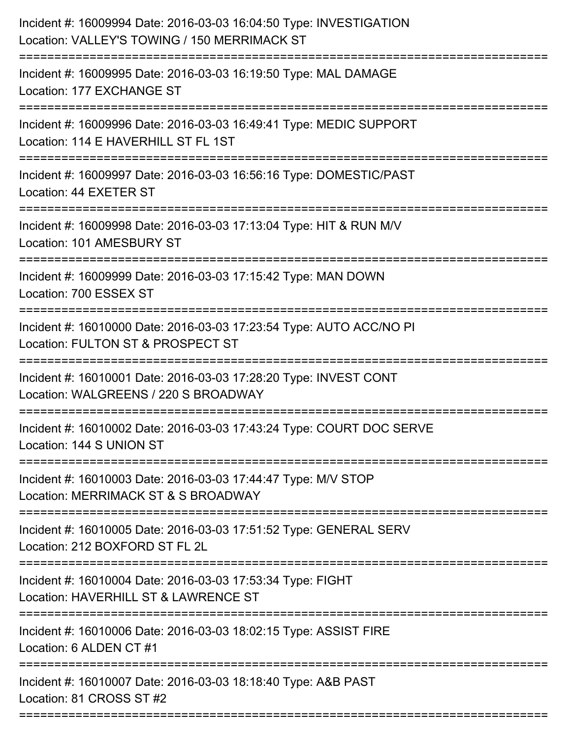Incident #: 16009994 Date: 2016-03-03 16:04:50 Type: INVESTIGATION
Location: VALLEY'S TOWING / 150 MERRIMACK ST

===========================================================================

Incident #: 16009995 Date: 2016-03-03 16:19:50 Type: MAL DAMAGE
Location: 177 EXCHANGE ST

===========================================================================

Incident #: 16009996 Date: 2016-03-03 16:49:41 Type: MEDIC SUPPORT
Location: 114 E HAVERHILL ST FL 1ST

===========================================================================

Incident #: 16009997 Date: 2016-03-03 16:56:16 Type: DOMESTIC/PAST
Location: 44 EXETER ST

===========================================================================

Incident #: 16009998 Date: 2016-03-03 17:13:04 Type: HIT & RUN M/V
Location: 101 AMESBURY ST

===========================================================================

Incident #: 16009999 Date: 2016-03-03 17:15:42 Type: MAN DOWN
Location: 700 ESSEX ST

===========================================================================

Incident #: 16010000 Date: 2016-03-03 17:23:54 Type: AUTO ACC/NO PI
Location: FULTON ST & PROSPECT ST

===========================================================================

Incident #: 16010001 Date: 2016-03-03 17:28:20 Type: INVEST CONT
Location: WALGREENS / 220 S BROADWAY

===========================================================================

Incident #: 16010002 Date: 2016-03-03 17:43:24 Type: COURT DOC SERVE
Location: 144 S UNION ST

===========================================================================

Incident #: 16010003 Date: 2016-03-03 17:44:47 Type: M/V STOP
Location: MERRIMACK ST & S BROADWAY

===========================================================================

Incident #: 16010005 Date: 2016-03-03 17:51:52 Type: GENERAL SERV
Location: 212 BOXFORD ST FL 2L

===========================================================================

Incident #: 16010004 Date: 2016-03-03 17:53:34 Type: FIGHT
Location: HAVERHILL ST & LAWRENCE ST

===========================================================================

Incident #: 16010006 Date: 2016-03-03 18:02:15 Type: ASSIST FIRE
Location: 6 ALDEN CT #1

===========================================================================

Incident #: 16010007 Date: 2016-03-03 18:18:40 Type: A&B PAST
Location: 81 CROSS ST #2

===========================================================================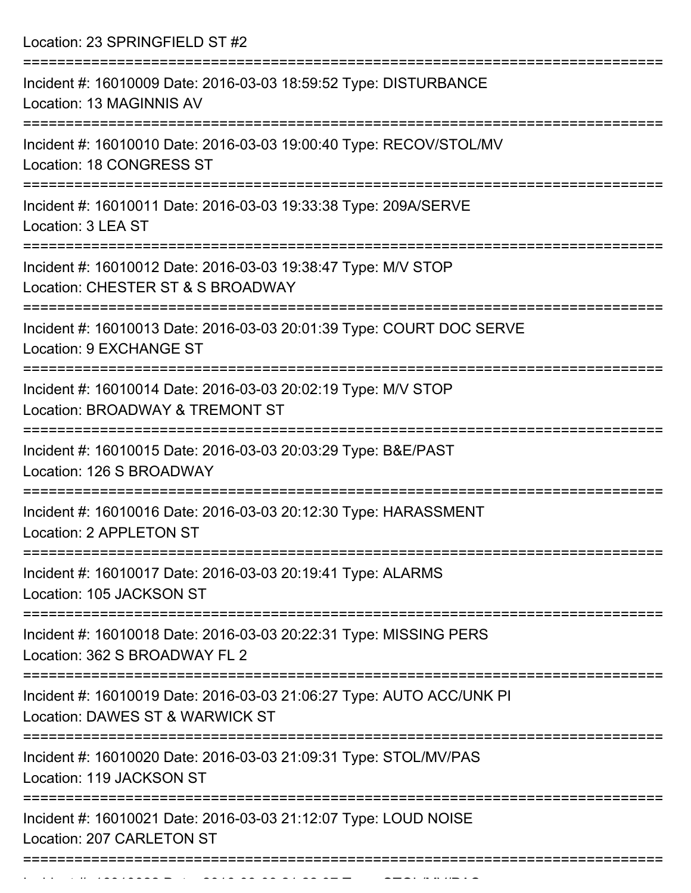Location: 23 SPRINGFIELD ST #2

===========================================================================

Incident #: 16010009 Date: 2016-03-03 18:59:52 Type: DISTURBANCE
Location: 13 MAGINNIS AV

===========================================================================

Incident #: 16010010 Date: 2016-03-03 19:00:40 Type: RECOV/STOL/MV
Location: 18 CONGRESS ST

===========================================================================

Incident #: 16010011 Date: 2016-03-03 19:33:38 Type: 209A/SERVE
Location: 3 LEA ST

===========================================================================

Incident #: 16010012 Date: 2016-03-03 19:38:47 Type: M/V STOP
Location: CHESTER ST & S BROADWAY

===========================================================================

Incident #: 16010013 Date: 2016-03-03 20:01:39 Type: COURT DOC SERVE
Location: 9 EXCHANGE ST

===========================================================================

Incident #: 16010014 Date: 2016-03-03 20:02:19 Type: M/V STOP
Location: BROADWAY & TREMONT ST

===========================================================================

Incident #: 16010015 Date: 2016-03-03 20:03:29 Type: B&E/PAST
Location: 126 S BROADWAY

===========================================================================

Incident #: 16010016 Date: 2016-03-03 20:12:30 Type: HARASSMENT
Location: 2 APPLETON ST

===========================================================================

Incident #: 16010017 Date: 2016-03-03 20:19:41 Type: ALARMS
Location: 105 JACKSON ST

===========================================================================

Incident #: 16010018 Date: 2016-03-03 20:22:31 Type: MISSING PERS
Location: 362 S BROADWAY FL 2

===========================================================================

Incident #: 16010019 Date: 2016-03-03 21:06:27 Type: AUTO ACC/UNK PI
Location: DAWES ST & WARWICK ST

===========================================================================

Incident #: 16010020 Date: 2016-03-03 21:09:31 Type: STOL/MV/PAS
Location: 119 JACKSON ST

===========================================================================

Incident #: 16010021 Date: 2016-03-03 21:12:07 Type: LOUD NOISE
Location: 207 CARLETON ST

===========================================================================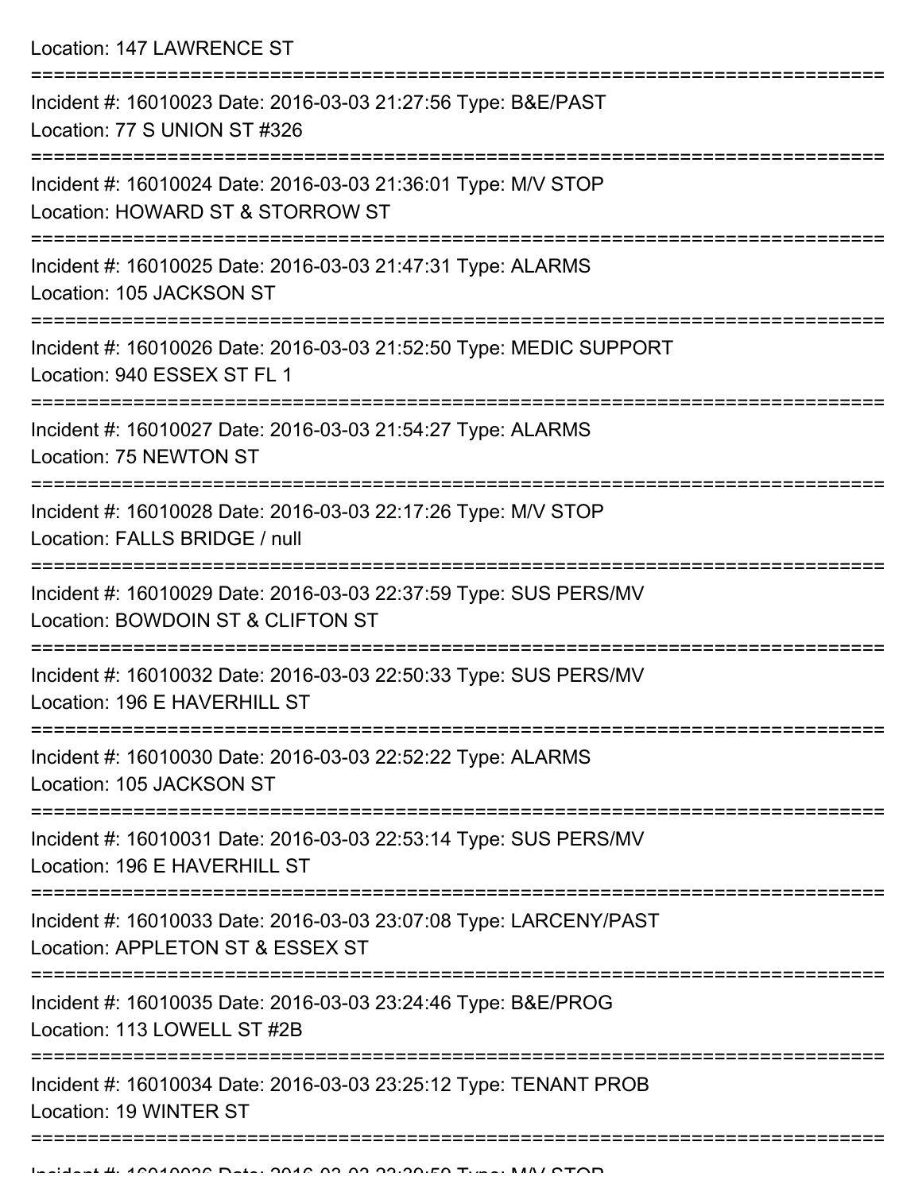Location: 147 LAWRENCE ST

===========================================================================

Incident #: 16010023 Date: 2016-03-03 21:27:56 Type: B&E/PAST
Location: 77 S UNION ST #326

===========================================================================

Incident #: 16010024 Date: 2016-03-03 21:36:01 Type: M/V STOP
Location: HOWARD ST & STORROW ST

===========================================================================

Incident #: 16010025 Date: 2016-03-03 21:47:31 Type: ALARMS
Location: 105 JACKSON ST

===========================================================================

Incident #: 16010026 Date: 2016-03-03 21:52:50 Type: MEDIC SUPPORT
Location: 940 ESSEX ST FL 1

===========================================================================

Incident #: 16010027 Date: 2016-03-03 21:54:27 Type: ALARMS
Location: 75 NEWTON ST

===========================================================================

Incident #: 16010028 Date: 2016-03-03 22:17:26 Type: M/V STOP
Location: FALLS BRIDGE / null

===========================================================================

Incident #: 16010029 Date: 2016-03-03 22:37:59 Type: SUS PERS/MV
Location: BOWDOIN ST & CLIFTON ST

===========================================================================

Incident #: 16010032 Date: 2016-03-03 22:50:33 Type: SUS PERS/MV
Location: 196 E HAVERHILL ST

===========================================================================

Incident #: 16010030 Date: 2016-03-03 22:52:22 Type: ALARMS
Location: 105 JACKSON ST

===========================================================================

Incident #: 16010031 Date: 2016-03-03 22:53:14 Type: SUS PERS/MV
Location: 196 E HAVERHILL ST

===========================================================================

Incident #: 16010033 Date: 2016-03-03 23:07:08 Type: LARCENY/PAST
Location: APPLETON ST & ESSEX ST

===========================================================================

Incident #: 16010035 Date: 2016-03-03 23:24:46 Type: B&E/PROG
Location: 113 LOWELL ST #2B

===========================================================================

Incident #: 16010034 Date: 2016-03-03 23:25:12 Type: TENANT PROB
Location: 19 WINTER ST

===========================================================================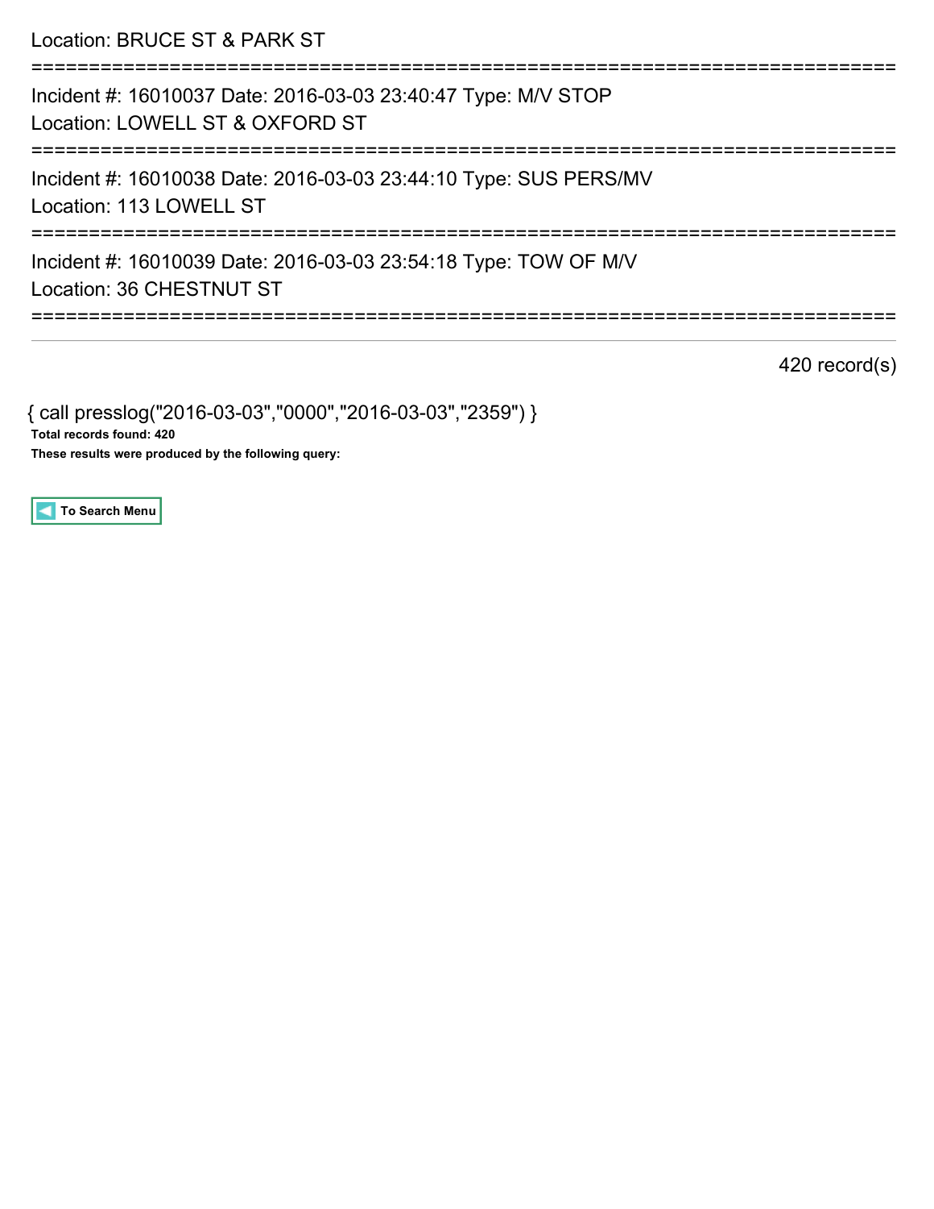Location: BRUCE ST & PARK ST

===========================================================================

Incident #: 16010037 Date: 2016-03-03 23:40:47 Type: M/V STOP

Location: LOWELL ST & OXFORD ST

===========================================================================

Incident #: 16010038 Date: 2016-03-03 23:44:10 Type: SUS PERS/MV

Location: 113 LOWELL ST

===========================================================================

Incident #: 16010039 Date: 2016-03-03 23:54:18 Type: TOW OF M/V

Location: 36 CHESTNUT ST

===========================================================================

420 record(s)

{ call presslog("2016-03-03","0000","2016-03-03","2359") }

**Total records found: 420**

**These results were produced by the following query:**

**To Search Menu**